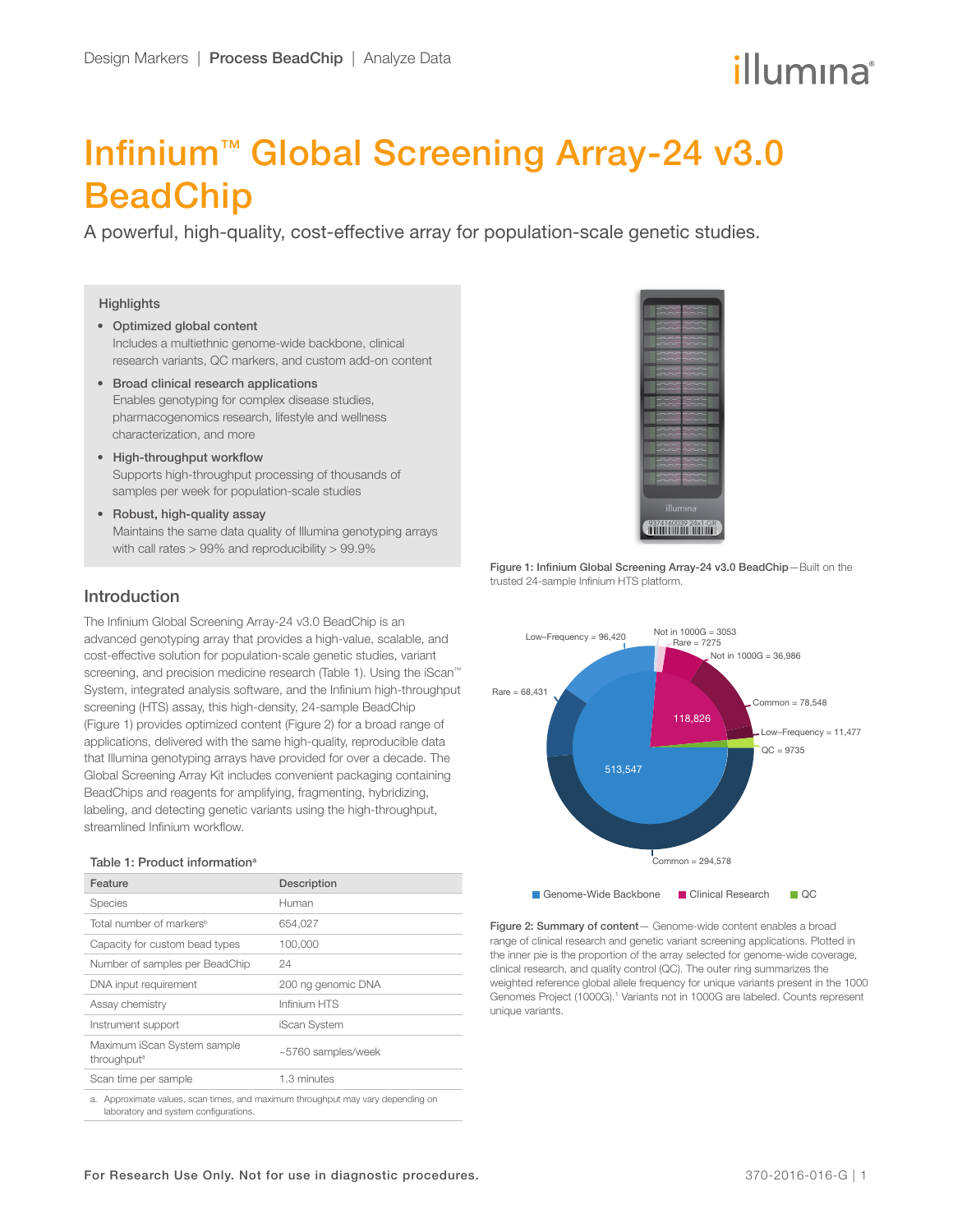Design Markers | **Process BeadChip** | Analyze Data

# Infinium™ Global Screening Array-24 v3.0 BeadChip

A powerful, high-quality, cost-effective array for population-scale genetic studies.

## Highlights

- **Optimized global content**
  Includes a multiethnic genome-wide backbone, clinical research variants, QC markers, and custom add-on content
- **Broad clinical research applications**
  Enables genotyping for complex disease studies, pharmacogenomics research, lifestyle and wellness characterization, and more
- **High-throughput workflow**
  Supports high-throughput processing of thousands of samples per week for population-scale studies
- **Robust, high-quality assay**
  Maintains the same data quality of Illumina genotyping arrays with call rates > 99% and reproducibility > 99.9%

## Introduction

The Infinium Global Screening Array-24 v3.0 BeadChip is an advanced genotyping array that provides a high-value, scalable, and cost-effective solution for population-scale genetic studies, variant screening, and precision medicine research (Table 1). Using the iScan™ System, integrated analysis software, and the Infinium high-throughput screening (HTS) assay, this high-density, 24-sample BeadChip (Figure 1) provides optimized content (Figure 2) for a broad range of applications, delivered with the same high-quality, reproducible data that Illumina genotyping arrays have provided for over a decade. The Global Screening Array Kit includes convenient packaging containing BeadChips and reagents for amplifying, fragmenting, hybridizing, labeling, and detecting genetic variants using the high-throughput, streamlined Infinium workflow.

**Table 1: Product information**[a]

| Feature | Description |
|---|---|
| Species | Human |
| Total number of markers[b] | 654,027 |
| Capacity for custom bead types | 100,000 |
| Number of samples per BeadChip | 24 |
| DNA input requirement | 200 ng genomic DNA |
| Assay chemistry | Infinium HTS |
| Instrument support | iScan System |
| Maximum iScan System sample throughput[a] | ~5760 samples/week |
| Scan time per sample | 1.3 minutes |

a. Approximate values, scan times, and maximum throughput may vary depending on laboratory and system configurations.

**Figure 1: Infinium Global Screening Array-24 v3.0 BeadChip**—Built on the trusted 24-sample Infinium HTS platform.

Genome-Wide Backbone: 513,547 (Common = 294,578; Rare = 68,431; Low–Frequency = 96,420; Not in 1000G = 3053)
Clinical Research: 118,826 (Rare = 7275; Not in 1000G = 36,986; Common = 78,548; Low–Frequency = 11,477)
QC: QC = 9735

**Figure 2: Summary of content**— Genome-wide content enables a broad range of clinical research and genetic variant screening applications. Plotted in the inner pie is the proportion of the array selected for genome-wide coverage, clinical research, and quality control (QC). The outer ring summarizes the weighted reference global allele frequency for unique variants present in the 1000 Genomes Project (1000G).[1] Variants not in 1000G are labeled. Counts represent unique variants.

For Research Use Only. Not for use in diagnostic procedures.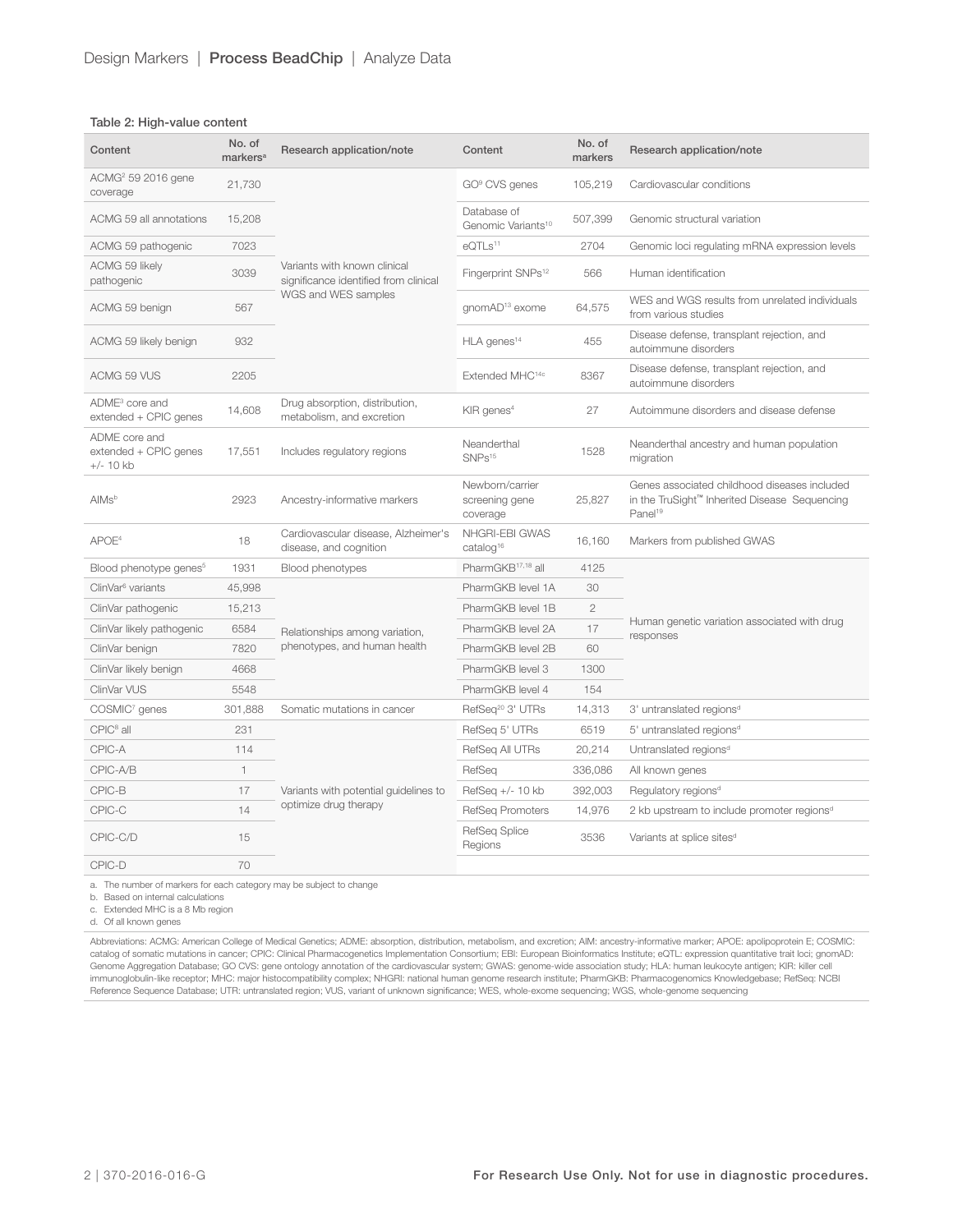Design Markers | **Process BeadChip** | Analyze Data

**Table 2: High-value content**

| Content | No. of markers[a] | Research application/note | Content | No. of markers | Research application/note |
|---|---|---|---|---|---|
| ACMG[2] 59 2016 gene coverage | 21,730 | Variants with known clinical significance identified from clinical WGS and WES samples | GO[9] CVS genes | 105,219 | Cardiovascular conditions |
| ACMG 59 all annotations | 15,208 | | Database of Genomic Variants[10] | 507,399 | Genomic structural variation |
| ACMG 59 pathogenic | 7023 | | eQTLs[11] | 2704 | Genomic loci regulating mRNA expression levels |
| ACMG 59 likely pathogenic | 3039 | | Fingerprint SNPs[12] | 566 | Human identification |
| ACMG 59 benign | 567 | | gnomAD[13] exome | 64,575 | WES and WGS results from unrelated individuals from various studies |
| ACMG 59 likely benign | 932 | | HLA genes[14] | 455 | Disease defense, transplant rejection, and autoimmune disorders |
| ACMG 59 VUS | 2205 | | Extended MHC[14c] | 8367 | Disease defense, transplant rejection, and autoimmune disorders |
| ADME[3] core and extended + CPIC genes | 14,608 | Drug absorption, distribution, metabolism, and excretion | KIR genes[4] | 27 | Autoimmune disorders and disease defense |
| ADME core and extended + CPIC genes +/- 10 kb | 17,551 | Includes regulatory regions | Neanderthal SNPs[15] | 1528 | Neanderthal ancestry and human population migration |
| AIMs[b] | 2923 | Ancestry-informative markers | Newborn/carrier screening gene coverage | 25,827 | Genes associated childhood diseases included in the TruSight™ Inherited Disease Sequencing Panel[19] |
| APOE[4] | 18 | Cardiovascular disease, Alzheimer's disease, and cognition | NHGRI-EBI GWAS catalog[16] | 16,160 | Markers from published GWAS |
| Blood phenotype genes[5] | 1931 | Blood phenotypes | PharmGKB[17,18] all | 4125 | Human genetic variation associated with drug responses |
| ClinVar[6] variants | 45,998 | Relationships among variation, phenotypes, and human health | PharmGKB level 1A | 30 | |
| ClinVar pathogenic | 15,213 | | PharmGKB level 1B | 2 | |
| ClinVar likely pathogenic | 6584 | | PharmGKB level 2A | 17 | |
| ClinVar benign | 7820 | | PharmGKB level 2B | 60 | |
| ClinVar likely benign | 4668 | | PharmGKB level 3 | 1300 | |
| ClinVar VUS | 5548 | | PharmGKB level 4 | 154 | |
| COSMIC[7] genes | 301,888 | Somatic mutations in cancer | RefSeq[20] 3' UTRs | 14,313 | 3' untranslated regions[d] |
| CPIC[8] all | 231 | Variants with potential guidelines to optimize drug therapy | RefSeq 5' UTRs | 6519 | 5' untranslated regions[d] |
| CPIC-A | 114 | | RefSeq All UTRs | 20,214 | Untranslated regions[d] |
| CPIC-A/B | 1 | | RefSeq | 336,086 | All known genes |
| CPIC-B | 17 | | RefSeq +/- 10 kb | 392,003 | Regulatory regions[d] |
| CPIC-C | 14 | | RefSeq Promoters | 14,976 | 2 kb upstream to include promoter regions[d] |
| CPIC-C/D | 15 | | RefSeq Splice Regions | 3536 | Variants at splice sites[d] |
| CPIC-D | 70 | | | | |

a. The number of markers for each category may be subject to change
b. Based on internal calculations
c. Extended MHC is a 8 Mb region
d. Of all known genes

Abbreviations: ACMG: American College of Medical Genetics; ADME: absorption, distribution, metabolism, and excretion; AIM: ancestry-informative marker; APOE: apolipoprotein E; COSMIC: catalog of somatic mutations in cancer; CPIC: Clinical Pharmacogenetics Implementation Consortium; EBI: European Bioinformatics Institute; eQTL: expression quantitative trait loci; gnomAD: Genome Aggregation Database; GO CVS: gene ontology annotation of the cardiovascular system; GWAS: genome-wide association study; HLA: human leukocyte antigen; KIR: killer cell immunoglobulin-like receptor; MHC: major histocompatibility complex; NHGRI: national human genome research institute; PharmGKB: Pharmacogenomics Knowledgebase; RefSeq: NCBI Reference Sequence Database; UTR: untranslated region; VUS, variant of unknown significance; WES, whole-exome sequencing; WGS, whole-genome sequencing

**For Research Use Only. Not for use in diagnostic procedures.**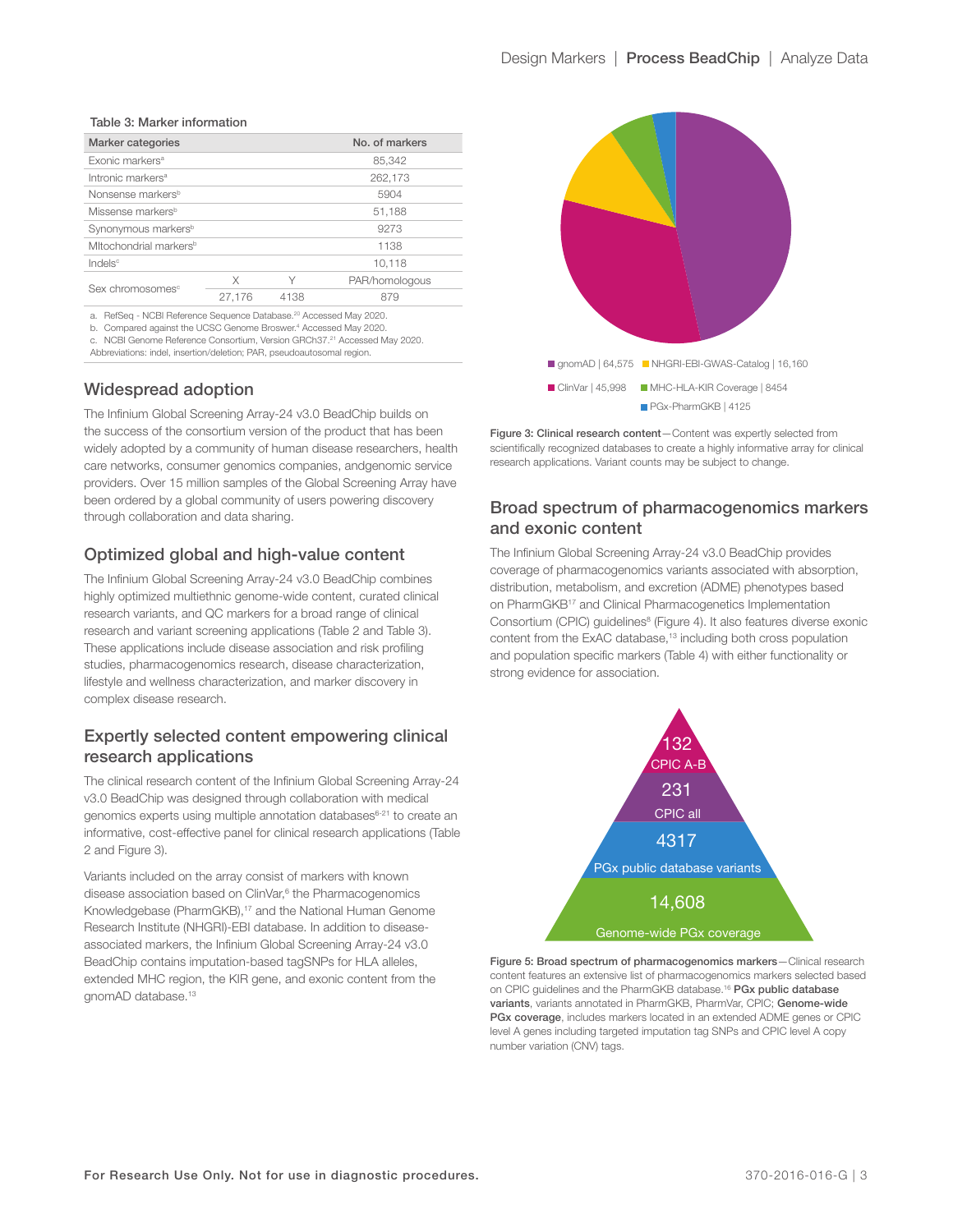**Table 3: Marker information**

| Marker categories | | | No. of markers |
|---|---|---|---|
| Exonic markers[a] | | | 85,342 |
| Intronic markers[a] | | | 262,173 |
| Nonsense markers[b] | | | 5904 |
| Missense markers[b] | | | 51,188 |
| Synonymous markers[b] | | | 9273 |
| MItochondrial markers[b] | | | 1138 |
| Indels[c] | | | 10,118 |
| Sex chromosomes[c] | X | Y | PAR/homologous |
| | 27,176 | 4138 | 879 |

a. RefSeq - NCBI Reference Sequence Database.[20] Accessed May 2020.
b. Compared against the UCSC Genome Broswer.[4] Accessed May 2020.
c. NCBI Genome Reference Consortium, Version GRCh37.[21] Accessed May 2020.
Abbreviations: indel, insertion/deletion; PAR, pseudoautosomal region.

## Widespread adoption

The Infinium Global Screening Array-24 v3.0 BeadChip builds on the success of the consortium version of the product that has been widely adopted by a community of human disease researchers, health care networks, consumer genomics companies, andgenomic service providers. Over 15 million samples of the Global Screening Array have been ordered by a global community of users powering discovery through collaboration and data sharing.

## Optimized global and high-value content

The Infinium Global Screening Array-24 v3.0 BeadChip combines highly optimized multiethnic genome-wide content, curated clinical research variants, and QC markers for a broad range of clinical research and variant screening applications (Table 2 and Table 3). These applications include disease association and risk profiling studies, pharmacogenomics research, disease characterization, lifestyle and wellness characterization, and marker discovery in complex disease research.

## Expertly selected content empowering clinical research applications

The clinical research content of the Infinium Global Screening Array-24 v3.0 BeadChip was designed through collaboration with medical genomics experts using multiple annotation databases[6-21] to create an informative, cost-effective panel for clinical research applications (Table 2 and Figure 3).

Variants included on the array consist of markers with known disease association based on ClinVar,[6] the Pharmacogenomics Knowledgebase (PharmGKB),[17] and the National Human Genome Research Institute (NHGRI)-EBI database. In addition to disease-associated markers, the Infinium Global Screening Array-24 v3.0 BeadChip contains imputation-based tagSNPs for HLA alleles, extended MHC region, the KIR gene, and exonic content from the gnomAD database.[13]

gnomAD | 64,575 NHGRI-EBI-GWAS-Catalog | 16,160
ClinVar | 45,998 MHC-HLA-KIR Coverage | 8454
PGx-PharmGKB | 4125

**Figure 3: Clinical research content**—Content was expertly selected from scientifically recognized databases to create a highly informative array for clinical research applications. Variant counts may be subject to change.

## Broad spectrum of pharmacogenomics markers and exonic content

The Infinium Global Screening Array-24 v3.0 BeadChip provides coverage of pharmacogenomics variants associated with absorption, distribution, metabolism, and excretion (ADME) phenotypes based on PharmGKB[17] and Clinical Pharmacogenetics Implementation Consortium (CPIC) guidelines[8] (Figure 4). It also features diverse exonic content from the ExAC database,[13] including both cross population and population specific markers (Table 4) with either functionality or strong evidence for association.

132 CPIC A-B
231 CPIC all
4317 PGx public database variants
14,608 Genome-wide PGx coverage

**Figure 5: Broad spectrum of pharmacogenomics markers**—Clinical research content features an extensive list of pharmacogenomics markers selected based on CPIC guidelines and the PharmGKB database.[16] **PGx public database variants**, variants annotated in PharmGKB, PharmVar, CPIC; **Genome-wide PGx coverage**, includes markers located in an extended ADME genes or CPIC level A genes including targeted imputation tag SNPs and CPIC level A copy number variation (CNV) tags.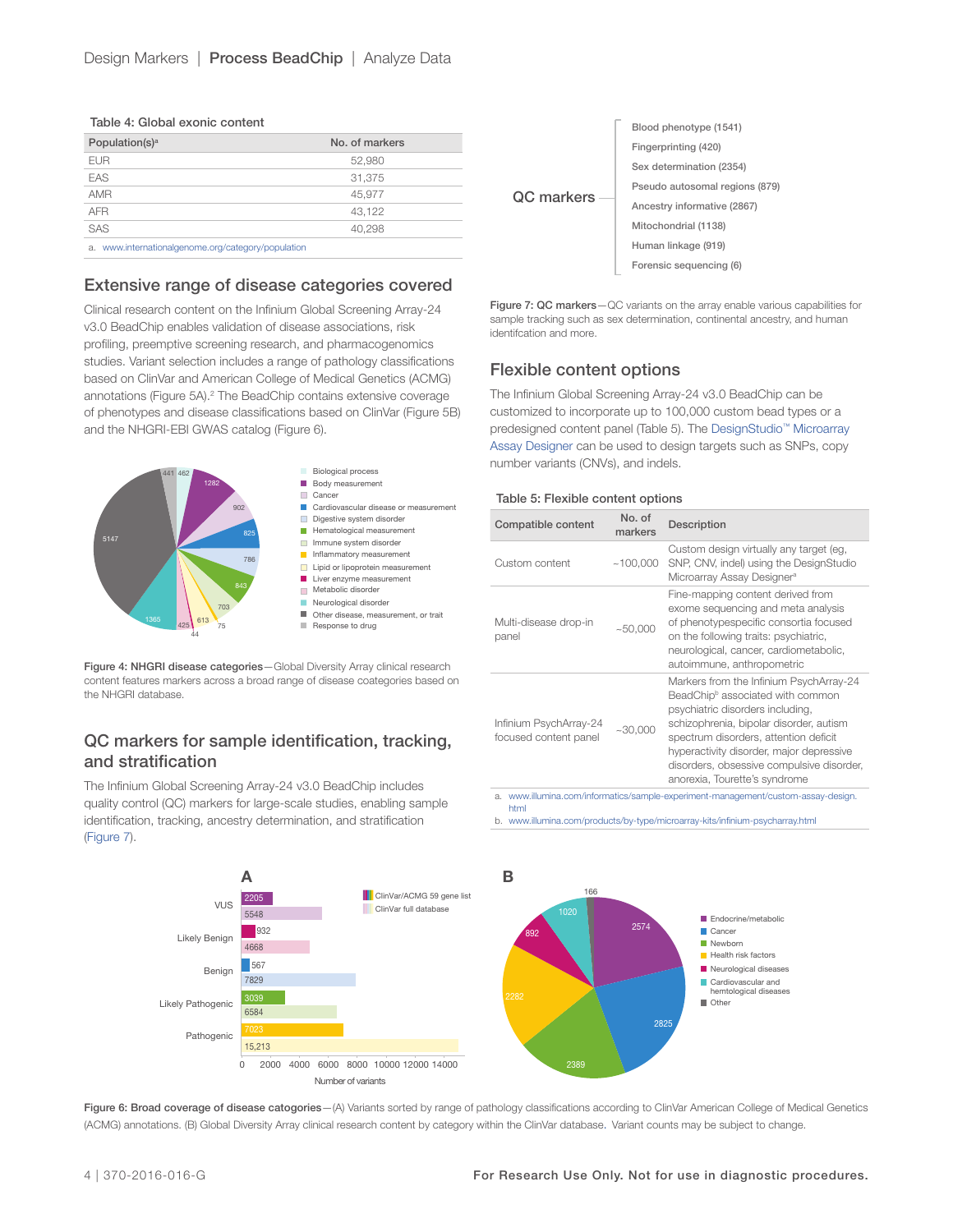**Table 4: Global exonic content**

| Population(s)[a] | No. of markers |
|---|---|
| EUR | 52,980 |
| EAS | 31,375 |
| AMR | 45,977 |
| AFR | 43,122 |
| SAS | 40,298 |

a. www.internationalgenome.org/category/population

## Extensive range of disease categories covered

Clinical research content on the Infinium Global Screening Array-24 v3.0 BeadChip enables validation of disease associations, risk profiling, preemptive screening research, and pharmacogenomics studies. Variant selection includes a range of pathology classifications based on ClinVar and American College of Medical Genetics (ACMG) annotations (Figure 5A).[2] The BeadChip contains extensive coverage of phenotypes and disease classifications based on ClinVar (Figure 5B) and the NHGRI-EBI GWAS catalog (Figure 6).

**Figure 4: NHGRI disease categories**—Global Diversity Array clinical research content features markers across a broad range of disease categories based on the NHGRI database.

## QC markers for sample identification, tracking, and stratification

The Infinium Global Screening Array-24 v3.0 BeadChip includes quality control (QC) markers for large-scale studies, enabling sample identification, tracking, ancestry determination, and stratification (Figure 7).

**Figure 7: QC markers**—QC variants on the array enable various capabilities for sample tracking such as sex determination, continental ancestry, and human identifcation and more.

## Flexible content options

The Infinium Global Screening Array-24 v3.0 BeadChip can be customized to incorporate up to 100,000 custom bead types or a predesigned content panel (Table 5). The DesignStudio™ Microarray Assay Designer can be used to design targets such as SNPs, copy number variants (CNVs), and indels.

**Table 5: Flexible content options**

| Compatible content | No. of markers | Description |
|---|---|---|
| Custom content | ~100,000 | Custom design virtually any target (eg, SNP, CNV, indel) using the DesignStudio Microarray Assay Designer[a] |
| Multi-disease drop-in panel | ~50,000 | Fine-mapping content derived from exome sequencing and meta analysis of phenotypespecific consortia focused on the following traits: psychiatric, neurological, cancer, cardiometabolic, autoimmune, anthropometric |
| Infinium PsychArray-24 focused content panel | ~30,000 | Markers from the Infinium PsychArray-24 BeadChip[b] associated with common psychiatric disorders including, schizophrenia, bipolar disorder, autism spectrum disorders, attention deficit hyperactivity disorder, major depressive disorders, obsessive compulsive disorder, anorexia, Tourette's syndrome |

a. www.illumina.com/informatics/sample-experiment-management/custom-assay-design.html
b. www.illumina.com/products/by-type/microarray-kits/infinium-psycharray.html

**Figure 6: Broad coverage of disease catogories**—(A) Variants sorted by range of pathology classifications according to ClinVar American College of Medical Genetics (ACMG) annotations. (B) Global Diversity Array clinical research content by category within the ClinVar database. Variant counts may be subject to change.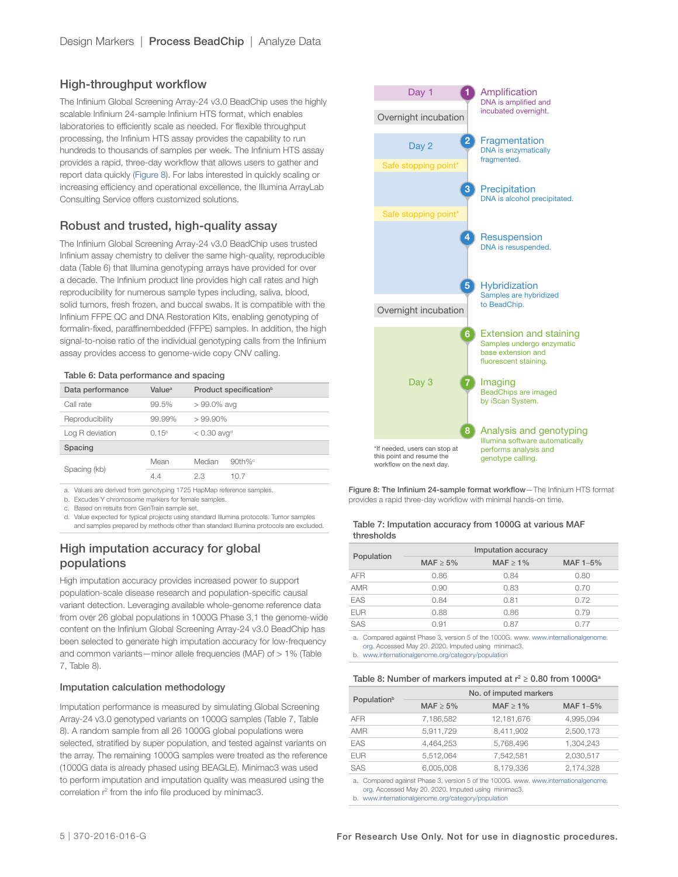## High-throughput workflow

The Infinium Global Screening Array-24 v3.0 BeadChip uses the highly scalable Infinium 24-sample Infinium HTS format, which enables laboratories to efficiently scale as needed. For flexible throughput processing, the Infinium HTS assay provides the capability to run hundreds to thousands of samples per week. The Infinium HTS assay provides a rapid, three-day workflow that allows users to gather and report data quickly (Figure 8). For labs interested in quickly scaling or increasing efficiency and operational excellence, the Illumina ArrayLab Consulting Service offers customized solutions.

## Robust and trusted, high-quality assay

The Infinium Global Screening Array-24 v3.0 BeadChip uses trusted Infinium assay chemistry to deliver the same high-quality, reproducible data (Table 6) that Illumina genotyping arrays have provided for over a decade. The Infinium product line provides high call rates and high reproducibility for numerous sample types including, saliva, blood, solid tumors, fresh frozen, and buccal swabs. It is compatible with the Infinium FFPE QC and DNA Restoration Kits, enabling genotyping of formalin-fixed, paraffinembedded (FFPE) samples. In addition, the high signal-to-noise ratio of the individual genotyping calls from the Infinium assay provides access to genome-wide copy CNV calling.

**Table 6: Data performance and spacing**

| Data performance | Value[a] | Product specification[b] | |
|---|---|---|---|
| Call rate | 99.5% | > 99.0% avg | |
| Reproducibility | 99.99% | > 99.90% | |
| Log R deviation | 0.15[c] | < 0.30 avg[d] | |
| **Spacing** | | | |
| Spacing (kb) | Mean | Median | 90th%[c] |
| | 4.4 | 2.3 | 10.7 |

a. Values are derived from genotyping 1725 HapMap reference samples.
b. Excudes Y chromosome markers for female samples.
c. Based on results from GenTrain sample set.
d. Value expected for typical projects using standard Illumina protocols. Tumor samples and samples prepared by methods other than standard Illumina protocols are excluded.

## High imputation accuracy for global populations

High imputation accuracy provides increased power to support population-scale disease research and population-specific causal variant detection. Leveraging available whole-genome reference data from over 26 global populations in 1000G Phase 3,1 the genome-wide content on the Infinium Global Screening Array-24 v3.0 BeadChip has been selected to generate high imputation accuracy for low-frequency and common variants—minor allele frequencies (MAF) of > 1% (Table 7, Table 8).

### Imputation calculation methodology

Imputation performance is measured by simulating Global Screening Array-24 v3.0 genotyped variants on 1000G samples (Table 7, Table 8). A random sample from all 26 1000G global populations were selected, stratified by super population, and tested against variants on the array. The remaining 1000G samples were treated as the reference (1000G data is already phased using BEAGLE). Minimac3 was used to perform imputation and imputation quality was measured using the correlation $r^2$ from the info file produced by minimac3.

| Day | Step | Description |
|---|---|---|
| Day 1 | 1 Amplification | DNA is amplified and incubated overnight. |
| Overnight incubation | | |
| Day 2 | 2 Fragmentation | DNA is enzymatically fragmented. |
| Safe stopping point* | | |
| | 3 Precipitation | DNA is alcohol precipitated. |
| Safe stopping point* | | |
| | 4 Resuspension | DNA is resuspended. |
| | 5 Hybridization | Samples are hybridized to BeadChip. |
| Overnight incubation | | |
| Day 3 | 6 Extension and staining | Samples undergo enzymatic base extension and fluorescent staining. |
| | 7 Imaging | BeadChips are imaged by iScan System. |
| | 8 Analysis and genotyping | Illumina software automatically performs analysis and genotype calling. |

*If needed, users can stop at this point and resume the workflow on the next day.

**Figure 8: The Infinium 24-sample format workflow**—The Infinium HTS format provides a rapid three-day workflow with minimal hands-on time.

**Table 7: Imputation accuracy from 1000G at various MAF thresholds**

| Population | Imputation accuracy | | |
|---|---|---|---|
| | MAF ≥ 5% | MAF ≥ 1% | MAF 1–5% |
| AFR | 0.86 | 0.84 | 0.80 |
| AMR | 0.90 | 0.83 | 0.70 |
| EAS | 0.84 | 0.81 | 0.72 |
| EUR | 0.88 | 0.86 | 0.79 |
| SAS | 0.91 | 0.87 | 0.77 |

a. Compared against Phase 3, version 5 of the 1000G. www. www.internationalgenome.org. Accessed May 20. 2020. Imputed using minimac3.
b. www.internationalgenome.org/category/population

**Table 8: Number of markers imputed at $r^2 \geq 0.80$ from 1000G[a]**

| Population[b] | No. of imputed markers | | |
|---|---|---|---|
| | MAF ≥ 5% | MAF ≥ 1% | MAF 1–5% |
| AFR | 7,186,582 | 12,181,676 | 4,995,094 |
| AMR | 5,911,729 | 8,411,902 | 2,500,173 |
| EAS | 4,464,253 | 5,768,496 | 1,304,243 |
| EUR | 5,512,064 | 7,542,581 | 2,030,517 |
| SAS | 6,005,008 | 8,179,336 | 2,174,328 |

a. Compared against Phase 3, version 5 of the 1000G. www. www.internationalgenome.org. Accessed May 20. 2020. Imputed using minimac3.
b. www.internationalgenome.org/category/population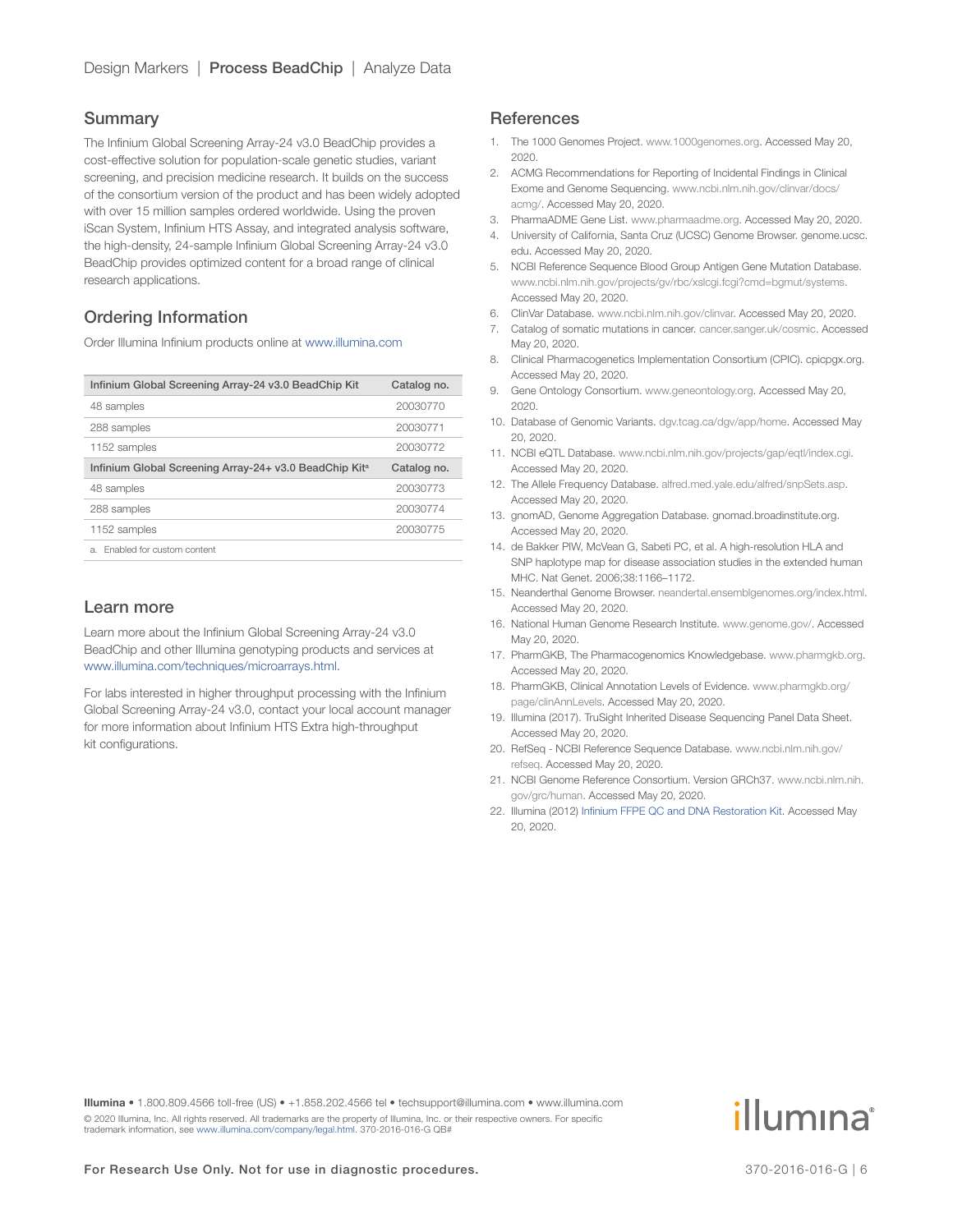## Summary

The Infinium Global Screening Array-24 v3.0 BeadChip provides a cost-effective solution for population-scale genetic studies, variant screening, and precision medicine research. It builds on the success of the consortium version of the product and has been widely adopted with over 15 million samples ordered worldwide. Using the proven iScan System, Infinium HTS Assay, and integrated analysis software, the high-density, 24-sample Infinium Global Screening Array-24 v3.0 BeadChip provides optimized content for a broad range of clinical research applications.

## Ordering Information

Order Illumina Infinium products online at www.illumina.com

| Infinium Global Screening Array-24 v3.0 BeadChip Kit | Catalog no. |
|---|---|
| 48 samples | 20030770 |
| 288 samples | 20030771 |
| 1152 samples | 20030772 |
| **Infinium Global Screening Array-24+ v3.0 BeadChip Kit[a]** | **Catalog no.** |
| 48 samples | 20030773 |
| 288 samples | 20030774 |
| 1152 samples | 20030775 |

a. Enabled for custom content

## Learn more

Learn more about the Infinium Global Screening Array-24 v3.0 BeadChip and other Illumina genotyping products and services at www.illumina.com/techniques/microarrays.html.

For labs interested in higher throughput processing with the Infinium Global Screening Array-24 v3.0, contact your local account manager for more information about Infinium HTS Extra high-throughput kit configurations.

## References

1. The 1000 Genomes Project. www.1000genomes.org. Accessed May 20, 2020.
2. ACMG Recommendations for Reporting of Incidental Findings in Clinical Exome and Genome Sequencing. www.ncbi.nlm.nih.gov/clinvar/docs/acmg/. Accessed May 20, 2020.
3. PharmaADME Gene List. www.pharmaadme.org. Accessed May 20, 2020.
4. University of California, Santa Cruz (UCSC) Genome Browser. genome.ucsc.edu. Accessed May 20, 2020.
5. NCBI Reference Sequence Blood Group Antigen Gene Mutation Database. www.ncbi.nlm.nih.gov/projects/gv/rbc/xslcgi.fcgi?cmd=bgmut/systems. Accessed May 20, 2020.
6. ClinVar Database. www.ncbi.nlm.nih.gov/clinvar. Accessed May 20, 2020.
7. Catalog of somatic mutations in cancer. cancer.sanger.uk/cosmic. Accessed May 20, 2020.
8. Clinical Pharmacogenetics Implementation Consortium (CPIC). cpicpgx.org. Accessed May 20, 2020.
9. Gene Ontology Consortium. www.geneontology.org. Accessed May 20, 2020.
10. Database of Genomic Variants. dgv.tcag.ca/dgv/app/home. Accessed May 20, 2020.
11. NCBI eQTL Database. www.ncbi.nlm.nih.gov/projects/gap/eqtl/index.cgi. Accessed May 20, 2020.
12. The Allele Frequency Database. alfred.med.yale.edu/alfred/snpSets.asp. Accessed May 20, 2020.
13. gnomAD, Genome Aggregation Database. gnomad.broadinstitute.org. Accessed May 20, 2020.
14. de Bakker PIW, McVean G, Sabeti PC, et al. A high-resolution HLA and SNP haplotype map for disease association studies in the extended human MHC. Nat Genet. 2006;38:1166–1172.
15. Neanderthal Genome Browser. neandertal.ensemblgenomes.org/index.html. Accessed May 20, 2020.
16. National Human Genome Research Institute. www.genome.gov/. Accessed May 20, 2020.
17. PharmGKB, The Pharmacogenomics Knowledgebase. www.pharmgkb.org. Accessed May 20, 2020.
18. PharmGKB, Clinical Annotation Levels of Evidence. www.pharmgkb.org/page/clinAnnLevels. Accessed May 20, 2020.
19. Illumina (2017). TruSight Inherited Disease Sequencing Panel Data Sheet. Accessed May 20, 2020.
20. RefSeq - NCBI Reference Sequence Database. www.ncbi.nlm.nih.gov/refseq. Accessed May 20, 2020.
21. NCBI Genome Reference Consortium. Version GRCh37. www.ncbi.nlm.nih.gov/grc/human. Accessed May 20, 2020.
22. Illumina (2012) Infinium FFPE QC and DNA Restoration Kit. Accessed May 20, 2020.

**Illumina** • 1.800.809.4566 toll-free (US) • +1.858.202.4566 tel • techsupport@illumina.com • www.illumina.com

© 2020 Illumina, Inc. All rights reserved. All trademarks are the property of Illumina, Inc. or their respective owners. For specific trademark information, see www.illumina.com/company/legal.html. 370-2016-016-G QB#

For Research Use Only. Not for use in diagnostic procedures.